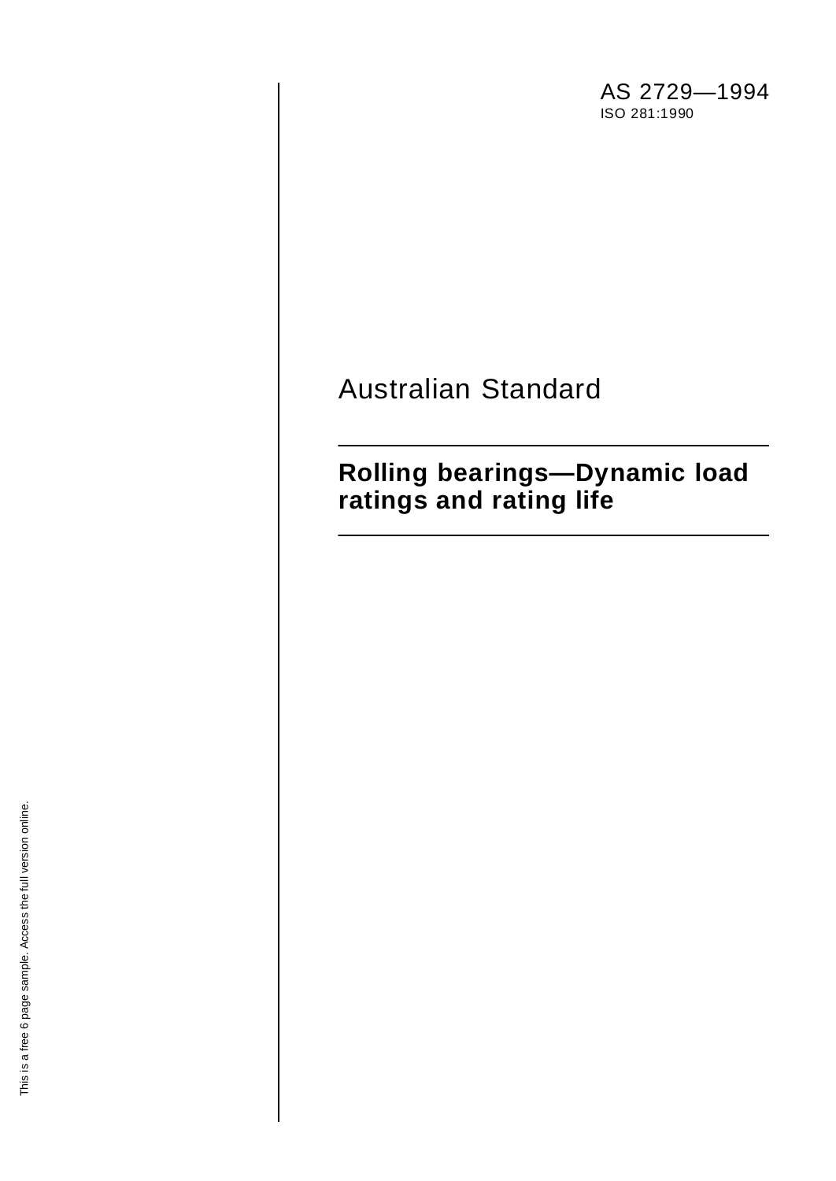AS 2729—1994
ISO 281:1990

Australian Standard

# Rolling bearings—Dynamic load ratings and rating life

This is a free 6 page sample. Access the full version online.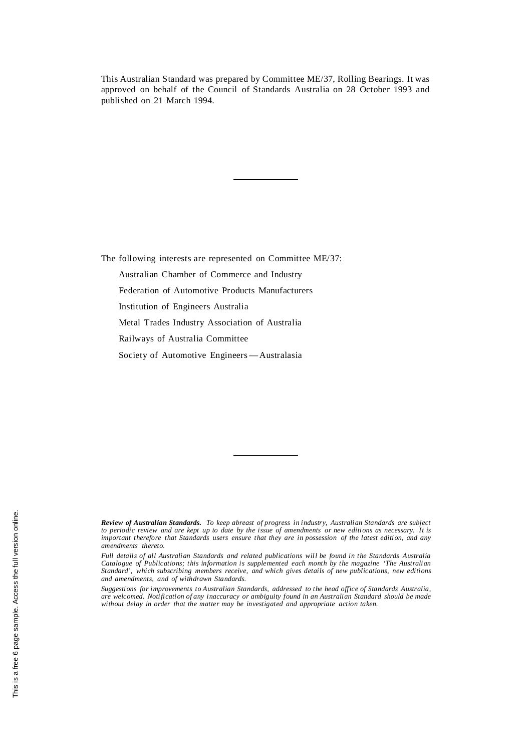This Australian Standard was prepared by Committee ME/37, Rolling Bearings. It was approved on behalf of the Council of Standards Australia on 28 October 1993 and published on 21 March 1994.

---

The following interests are represented on Committee ME/37:

Australian Chamber of Commerce and Industry

Federation of Automotive Products Manufacturers

Institution of Engineers Australia

Metal Trades Industry Association of Australia

Railways of Australia Committee

Society of Automotive Engineers — Australasia

---

***Review of Australian Standards.*** *To keep abreast of progress in industry, Australian Standards are subject to periodic review and are kept up to date by the issue of amendments or new editions as necessary. It is important therefore that Standards users ensure that they are in possession of the latest edition, and any amendments thereto.*

*Full details of all Australian Standards and related publications will be found in the Standards Australia Catalogue of Publications; this information is supplemented each month by the magazine 'The Australian Standard', which subscribing members receive, and which gives details of new publications, new editions and amendments, and of withdrawn Standards.*

*Suggestions for improvements to Australian Standards, addressed to the head office of Standards Australia, are welcomed. Notification of any inaccuracy or ambiguity found in an Australian Standard should be made without delay in order that the matter may be investigated and appropriate action taken.*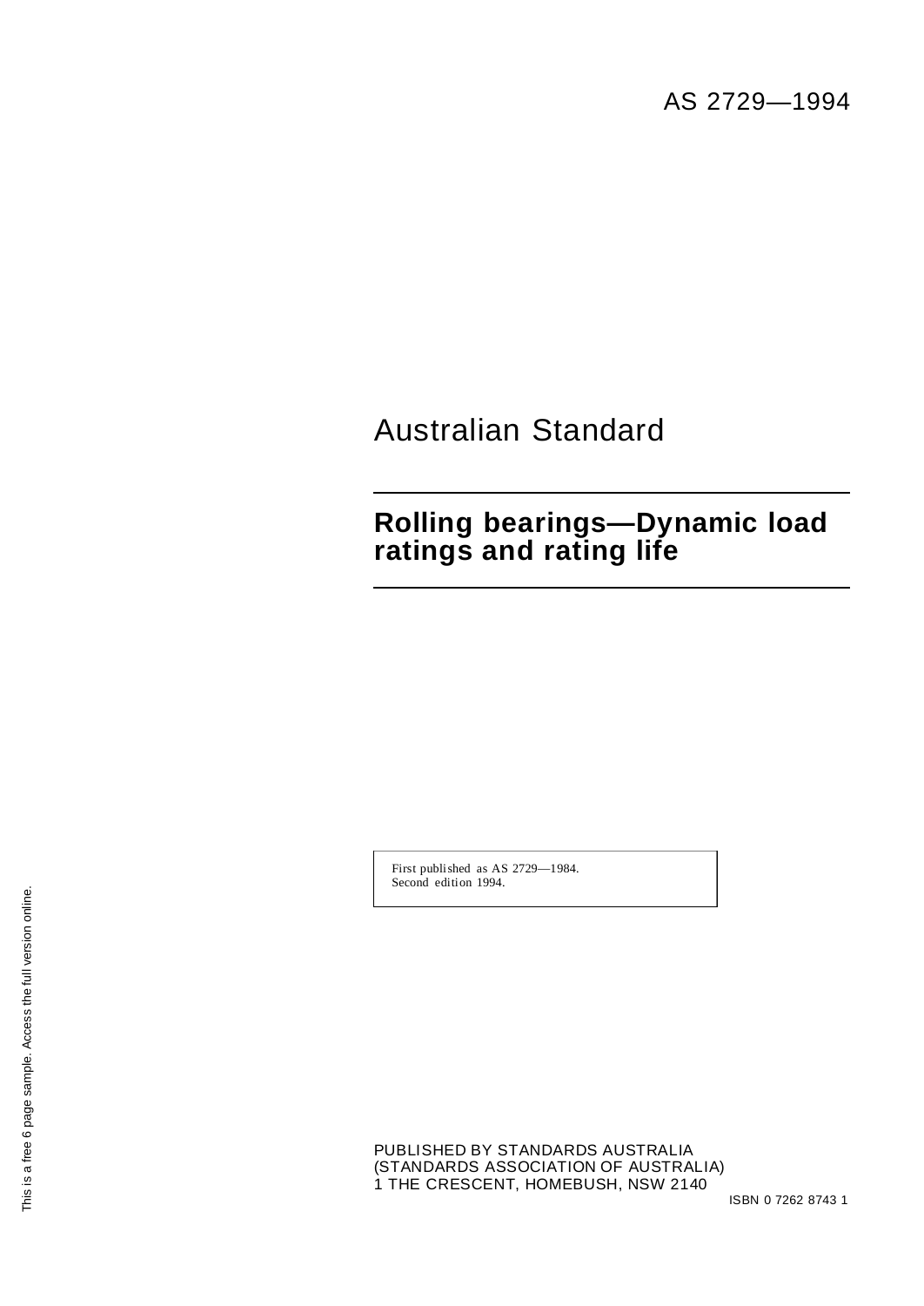AS 2729—1994

# Australian Standard

## Rolling bearings—Dynamic load ratings and rating life

First published as AS 2729—1984.
Second edition 1994.

This is a free 6 page sample. Access the full version online.

PUBLISHED BY STANDARDS AUSTRALIA
(STANDARDS ASSOCIATION OF AUSTRALIA)
1 THE CRESCENT, HOMEBUSH, NSW 2140

ISBN 0 7262 8743 1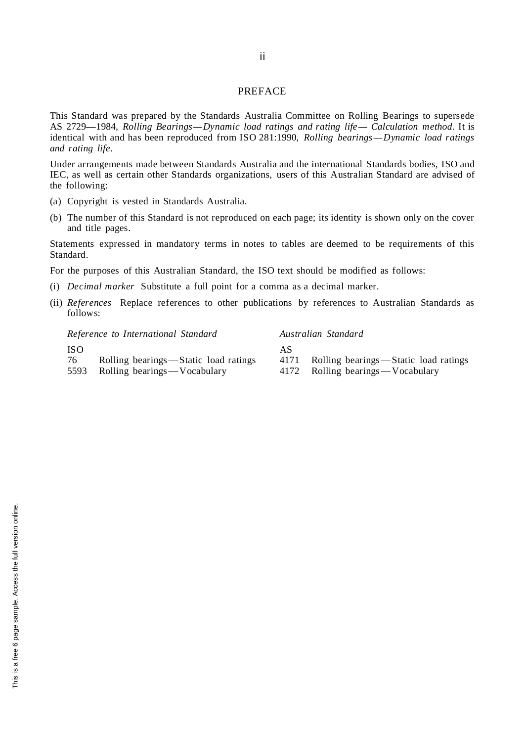# PREFACE

This Standard was prepared by the Standards Australia Committee on Rolling Bearings to supersede AS 2729—1984, *Rolling Bearings—Dynamic load ratings and rating life—Calculation method*. It is identical with and has been reproduced from ISO 281:1990, *Rolling bearings—Dynamic load ratings and rating life*.

Under arrangements made between Standards Australia and the international Standards bodies, ISO and IEC, as well as certain other Standards organizations, users of this Australian Standard are advised of the following:

(a) Copyright is vested in Standards Australia.

(b) The number of this Standard is not reproduced on each page; its identity is shown only on the cover and title pages.

Statements expressed in mandatory terms in notes to tables are deemed to be requirements of this Standard.

For the purposes of this Australian Standard, the ISO text should be modified as follows:

(i) *Decimal marker* Substitute a full point for a comma as a decimal marker.

(ii) *References* Replace references to other publications by references to Australian Standards as follows:

| *Reference to International Standard* | | *Australian Standard* | |
|---|---|---|---|
| ISO | | AS | |
| 76 | Rolling bearings—Static load ratings | 4171 | Rolling bearings—Static load ratings |
| 5593 | Rolling bearings—Vocabulary | 4172 | Rolling bearings—Vocabulary |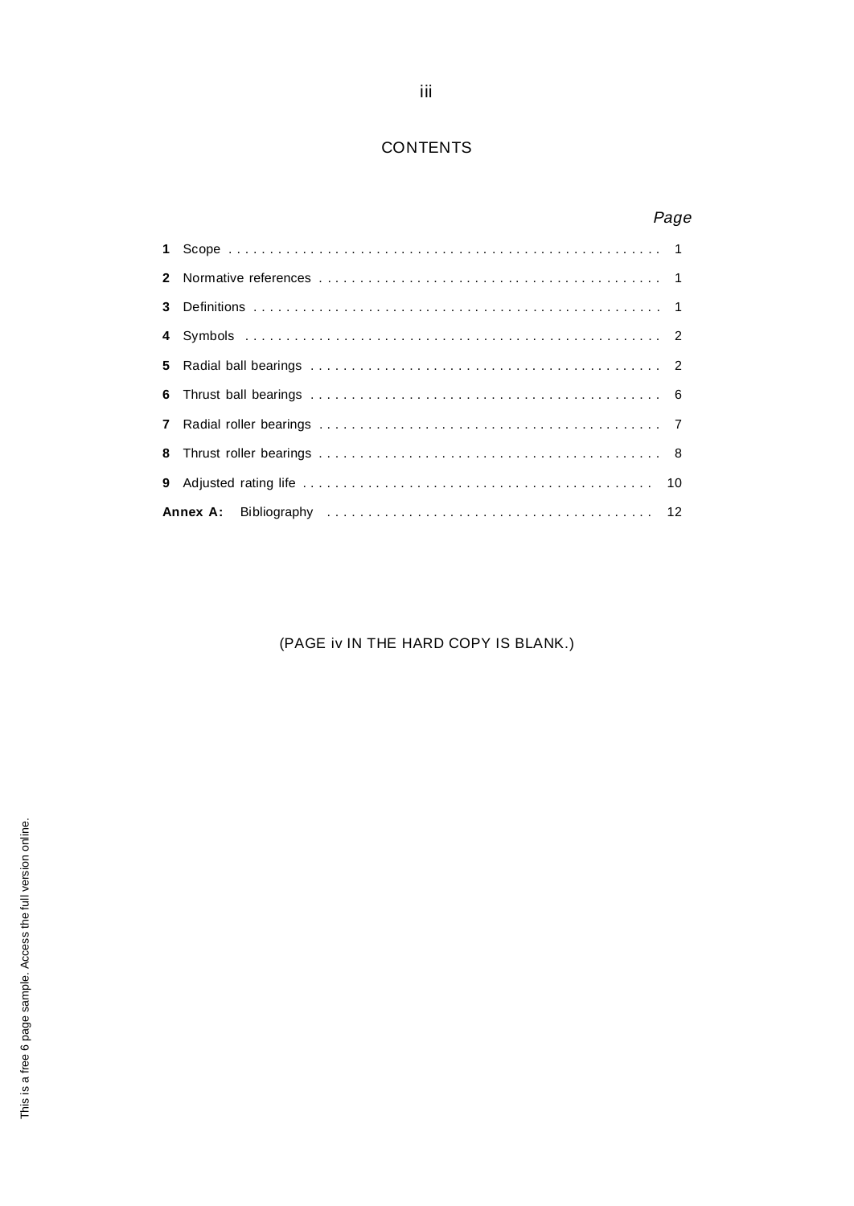# CONTENTS

| | | *Page* |
|---|---|---|
| **1** | Scope | 1 |
| **2** | Normative references | 1 |
| **3** | Definitions | 1 |
| **4** | Symbols | 2 |
| **5** | Radial ball bearings | 2 |
| **6** | Thrust ball bearings | 6 |
| **7** | Radial roller bearings | 7 |
| **8** | Thrust roller bearings | 8 |
| **9** | Adjusted rating life | 10 |
| **Annex A:** | Bibliography | 12 |

(PAGE iv IN THE HARD COPY IS BLANK.)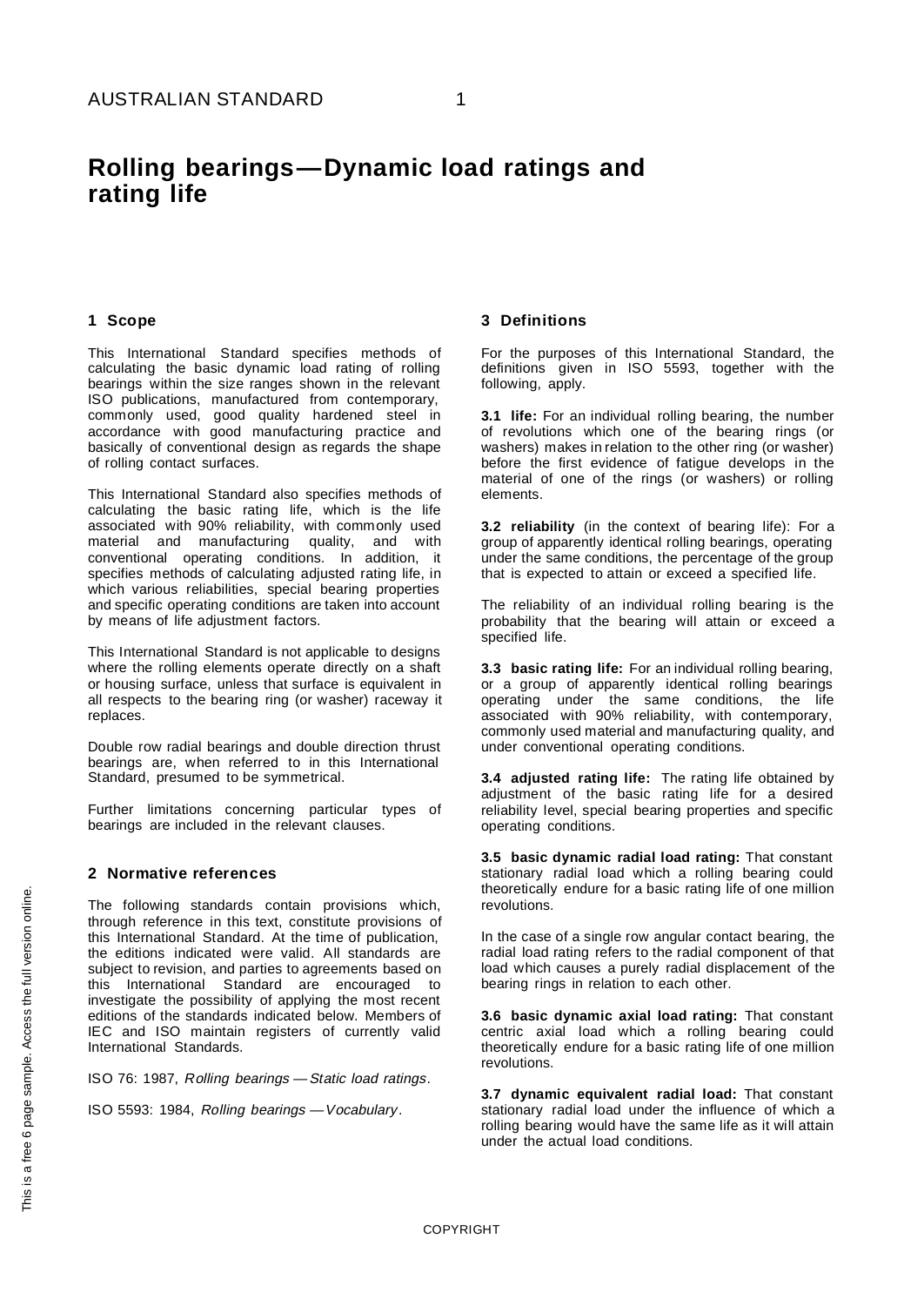# Rolling bearings—Dynamic load ratings and rating life

## 1 Scope

This International Standard specifies methods of calculating the basic dynamic load rating of rolling bearings within the size ranges shown in the relevant ISO publications, manufactured from contemporary, commonly used, good quality hardened steel in accordance with good manufacturing practice and basically of conventional design as regards the shape of rolling contact surfaces.

This International Standard also specifies methods of calculating the basic rating life, which is the life associated with 90% reliability, with commonly used material and manufacturing quality, and with conventional operating conditions. In addition, it specifies methods of calculating adjusted rating life, in which various reliabilities, special bearing properties and specific operating conditions are taken into account by means of life adjustment factors.

This International Standard is not applicable to designs where the rolling elements operate directly on a shaft or housing surface, unless that surface is equivalent in all respects to the bearing ring (or washer) raceway it replaces.

Double row radial bearings and double direction thrust bearings are, when referred to in this International Standard, presumed to be symmetrical.

Further limitations concerning particular types of bearings are included in the relevant clauses.

## 2 Normative references

The following standards contain provisions which, through reference in this text, constitute provisions of this International Standard. At the time of publication, the editions indicated were valid. All standards are subject to revision, and parties to agreements based on this International Standard are encouraged to investigate the possibility of applying the most recent editions of the standards indicated below. Members of IEC and ISO maintain registers of currently valid International Standards.

ISO 76: 1987, *Rolling bearings — Static load ratings*.

ISO 5593: 1984, *Rolling bearings — Vocabulary*.

## 3 Definitions

For the purposes of this International Standard, the definitions given in ISO 5593, together with the following, apply.

**3.1 life:** For an individual rolling bearing, the number of revolutions which one of the bearing rings (or washers) makes in relation to the other ring (or washer) before the first evidence of fatigue develops in the material of one of the rings (or washers) or rolling elements.

**3.2 reliability** (in the context of bearing life): For a group of apparently identical rolling bearings, operating under the same conditions, the percentage of the group that is expected to attain or exceed a specified life.

The reliability of an individual rolling bearing is the probability that the bearing will attain or exceed a specified life.

**3.3 basic rating life:** For an individual rolling bearing, or a group of apparently identical rolling bearings operating under the same conditions, the life associated with 90% reliability, with contemporary, commonly used material and manufacturing quality, and under conventional operating conditions.

**3.4 adjusted rating life:** The rating life obtained by adjustment of the basic rating life for a desired reliability level, special bearing properties and specific operating conditions.

**3.5 basic dynamic radial load rating:** That constant stationary radial load which a rolling bearing could theoretically endure for a basic rating life of one million revolutions.

In the case of a single row angular contact bearing, the radial load rating refers to the radial component of that load which causes a purely radial displacement of the bearing rings in relation to each other.

**3.6 basic dynamic axial load rating:** That constant centric axial load which a rolling bearing could theoretically endure for a basic rating life of one million revolutions.

**3.7 dynamic equivalent radial load:** That constant stationary radial load under the influence of which a rolling bearing would have the same life as it will attain under the actual load conditions.